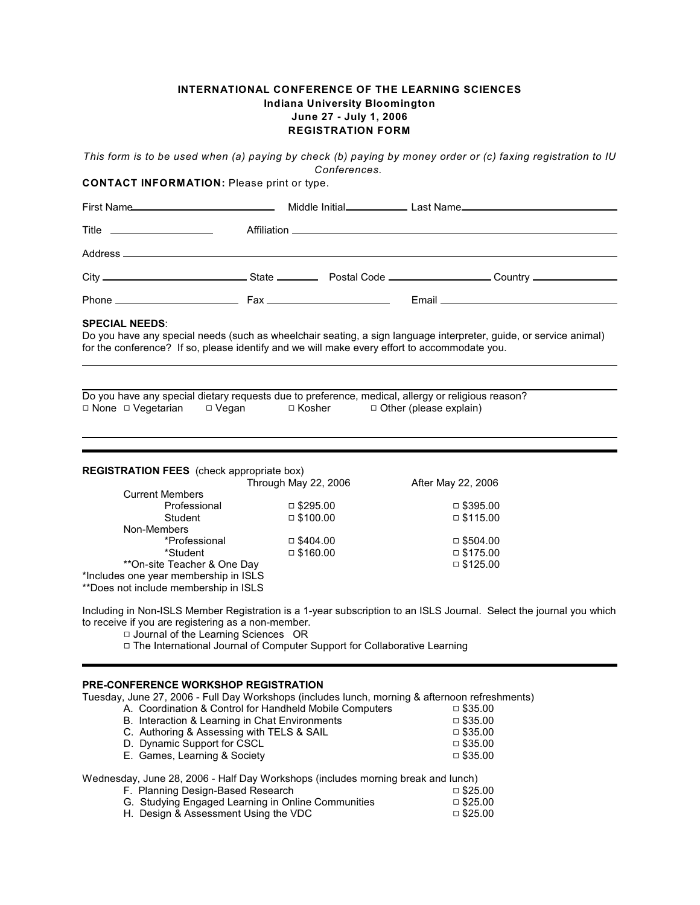**INTERNATIONAL CONFERENCE OF THE LEARNING SCIENCES**
**Indiana University Bloomington**
**June 27 - July 1, 2006**
**REGISTRATION FORM**

*This form is to be used when (a) paying by check (b) paying by money order or (c) faxing registration to IU Conferences.*

**CONTACT INFORMATION:** Please print or type.

First Name\_\_\_\_\_\_\_\_\_\_\_\_\_\_\_\_\_\_ Middle Initial\_\_\_\_\_\_\_\_\_\_ Last Name\_\_\_\_\_\_\_\_\_\_\_\_\_\_\_\_\_\_

Title \_\_\_\_\_\_\_\_\_\_\_\_\_\_ Affiliation \_\_\_\_\_\_\_\_\_\_\_\_\_\_\_\_\_\_\_\_\_\_\_\_\_\_\_\_\_\_\_\_\_\_\_\_

Address \_\_\_\_\_\_\_\_\_\_\_\_\_\_\_\_\_\_\_\_\_\_\_\_\_\_\_\_\_\_\_\_\_\_\_\_\_\_\_\_\_\_\_\_\_\_\_\_\_\_\_\_

City \_\_\_\_\_\_\_\_\_\_\_\_\_\_\_\_\_\_ State \_\_\_\_\_\_ Postal Code \_\_\_\_\_\_\_\_\_\_\_\_\_\_ Country \_\_\_\_\_\_\_\_\_\_\_\_

Phone \_\_\_\_\_\_\_\_\_\_\_\_\_\_\_\_\_ Fax \_\_\_\_\_\_\_\_\_\_\_\_\_\_\_\_\_ Email \_\_\_\_\_\_\_\_\_\_\_\_\_\_\_\_\_\_\_\_

**SPECIAL NEEDS**:
Do you have any special needs (such as wheelchair seating, a sign language interpreter, guide, or service animal) for the conference? If so, please identify and we will make every effort to accommodate you.

---

---

Do you have any special dietary requests due to preference, medical, allergy or religious reason?
□ None □ Vegetarian □ Vegan □ Kosher □ Other (please explain)

---

---

**REGISTRATION FEES** (check appropriate box)

| | Through May 22, 2006 | After May 22, 2006 |
|---|---|---|
| Current Members | | |
| Professional | □ $295.00 | □ $395.00 |
| Student | □ $100.00 | □ $115.00 |
| Non-Members | | |
| *Professional | □ $404.00 | □ $504.00 |
| *Student | □ $160.00 | □ $175.00 |
| **On-site Teacher & One Day | | □ $125.00 |

*Includes one year membership in ISLS
**Does not include membership in ISLS

Including in Non-ISLS Member Registration is a 1-year subscription to an ISLS Journal. Select the journal you which to receive if you are registering as a non-member.

□ Journal of the Learning Sciences OR
□ The International Journal of Computer Support for Collaborative Learning

---

**PRE-CONFERENCE WORKSHOP REGISTRATION**

Tuesday, June 27, 2006 - Full Day Workshops (includes lunch, morning & afternoon refreshments)

| Workshop | Fee |
|---|---|
| A. Coordination & Control for Handheld Mobile Computers | □ $35.00 |
| B. Interaction & Learning in Chat Environments | □ $35.00 |
| C. Authoring & Assessing with TELS & SAIL | □ $35.00 |
| D. Dynamic Support for CSCL | □ $35.00 |
| E. Games, Learning & Society | □ $35.00 |

Wednesday, June 28, 2006 - Half Day Workshops (includes morning break and lunch)

| Workshop | Fee |
|---|---|
| F. Planning Design-Based Research | □ $25.00 |
| G. Studying Engaged Learning in Online Communities | □ $25.00 |
| H. Design & Assessment Using the VDC | □ $25.00 |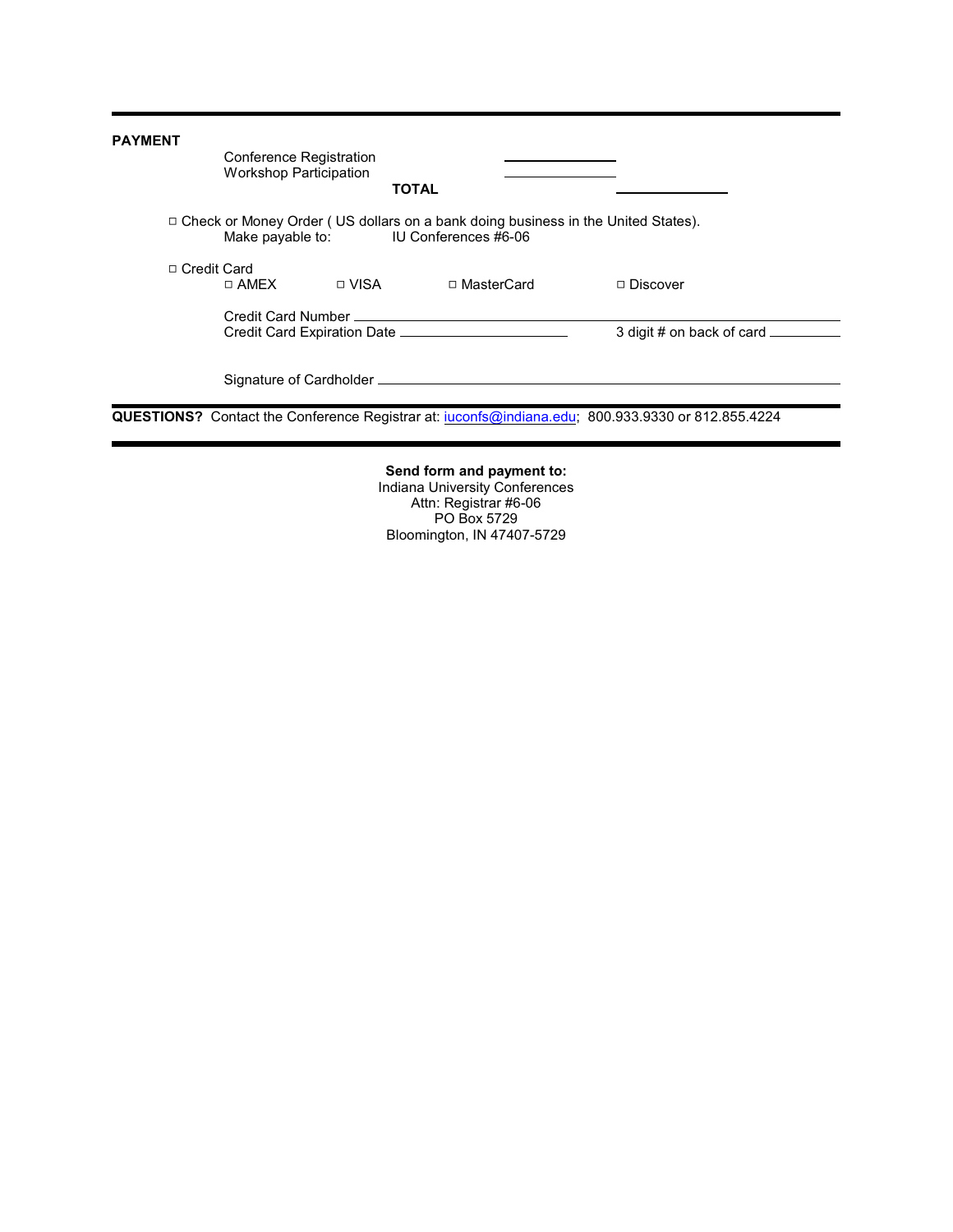---

**PAYMENT**

Conference Registration ____________
Workshop Participation ____________
**TOTAL** ____________

□ Check or Money Order ( US dollars on a bank doing business in the United States).
Make payable to: IU Conferences #6-06

□ Credit Card
□ AMEX □ VISA □ MasterCard □ Discover

Credit Card Number ____________________________________________
Credit Card Expiration Date ____________________ 3 digit # on back of card __________

Signature of Cardholder ____________________________________________

---

**QUESTIONS?** Contact the Conference Registrar at: iuconfs@indiana.edu; 800.933.9330 or 812.855.4224

---

**Send form and payment to:**
Indiana University Conferences
Attn: Registrar #6-06
PO Box 5729
Bloomington, IN 47407-5729